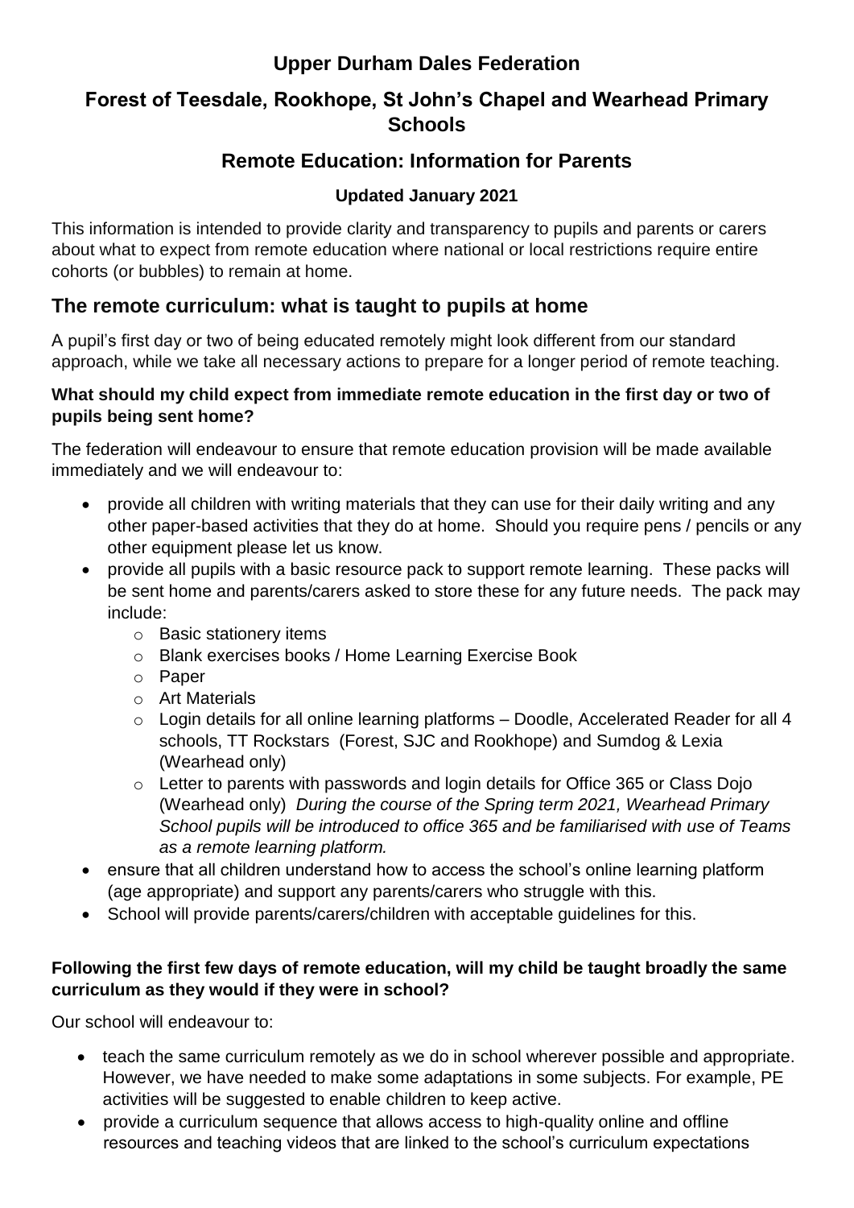# Upper Durham Dales Federation

## Forest of Teesdale, Rookhope, St John's Chapel and Wearhead Primary Schools

## Remote Education: Information for Parents

**Updated January 2021**

This information is intended to provide clarity and transparency to pupils and parents or carers about what to expect from remote education where national or local restrictions require entire cohorts (or bubbles) to remain at home.

## The remote curriculum: what is taught to pupils at home

A pupil's first day or two of being educated remotely might look different from our standard approach, while we take all necessary actions to prepare for a longer period of remote teaching.

**What should my child expect from immediate remote education in the first day or two of pupils being sent home?**

The federation will endeavour to ensure that remote education provision will be made available immediately and we will endeavour to:

- provide all children with writing materials that they can use for their daily writing and any other paper-based activities that they do at home. Should you require pens / pencils or any other equipment please let us know.
- provide all pupils with a basic resource pack to support remote learning. These packs will be sent home and parents/carers asked to store these for any future needs. The pack may include:
  - Basic stationery items
  - Blank exercises books / Home Learning Exercise Book
  - Paper
  - Art Materials
  - Login details for all online learning platforms – Doodle, Accelerated Reader for all 4 schools, TT Rockstars (Forest, SJC and Rookhope) and Sumdog & Lexia (Wearhead only)
  - Letter to parents with passwords and login details for Office 365 or Class Dojo (Wearhead only) *During the course of the Spring term 2021, Wearhead Primary School pupils will be introduced to office 365 and be familiarised with use of Teams as a remote learning platform.*
- ensure that all children understand how to access the school's online learning platform (age appropriate) and support any parents/carers who struggle with this.
- School will provide parents/carers/children with acceptable guidelines for this.

**Following the first few days of remote education, will my child be taught broadly the same curriculum as they would if they were in school?**

Our school will endeavour to:

- teach the same curriculum remotely as we do in school wherever possible and appropriate. However, we have needed to make some adaptations in some subjects. For example, PE activities will be suggested to enable children to keep active.
- provide a curriculum sequence that allows access to high-quality online and offline resources and teaching videos that are linked to the school's curriculum expectations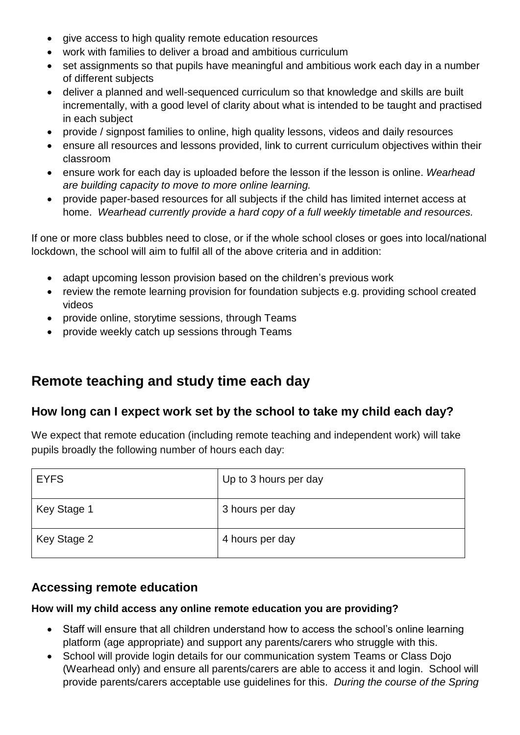- give access to high quality remote education resources
- work with families to deliver a broad and ambitious curriculum
- set assignments so that pupils have meaningful and ambitious work each day in a number of different subjects
- deliver a planned and well-sequenced curriculum so that knowledge and skills are built incrementally, with a good level of clarity about what is intended to be taught and practised in each subject
- provide / signpost families to online, high quality lessons, videos and daily resources
- ensure all resources and lessons provided, link to current curriculum objectives within their classroom
- ensure work for each day is uploaded before the lesson if the lesson is online. *Wearhead are building capacity to move to more online learning.*
- provide paper-based resources for all subjects if the child has limited internet access at home. *Wearhead currently provide a hard copy of a full weekly timetable and resources.*

If one or more class bubbles need to close, or if the whole school closes or goes into local/national lockdown, the school will aim to fulfil all of the above criteria and in addition:

- adapt upcoming lesson provision based on the children's previous work
- review the remote learning provision for foundation subjects e.g. providing school created videos
- provide online, storytime sessions, through Teams
- provide weekly catch up sessions through Teams

## Remote teaching and study time each day

### How long can I expect work set by the school to take my child each day?

We expect that remote education (including remote teaching and independent work) will take pupils broadly the following number of hours each day:

| | |
|---|---|
| EYFS | Up to 3 hours per day |
| Key Stage 1 | 3 hours per day |
| Key Stage 2 | 4 hours per day |

### Accessing remote education

**How will my child access any online remote education you are providing?**

- Staff will ensure that all children understand how to access the school's online learning platform (age appropriate) and support any parents/carers who struggle with this.
- School will provide login details for our communication system Teams or Class Dojo (Wearhead only) and ensure all parents/carers are able to access it and login. School will provide parents/carers acceptable use guidelines for this. *During the course of the Spring*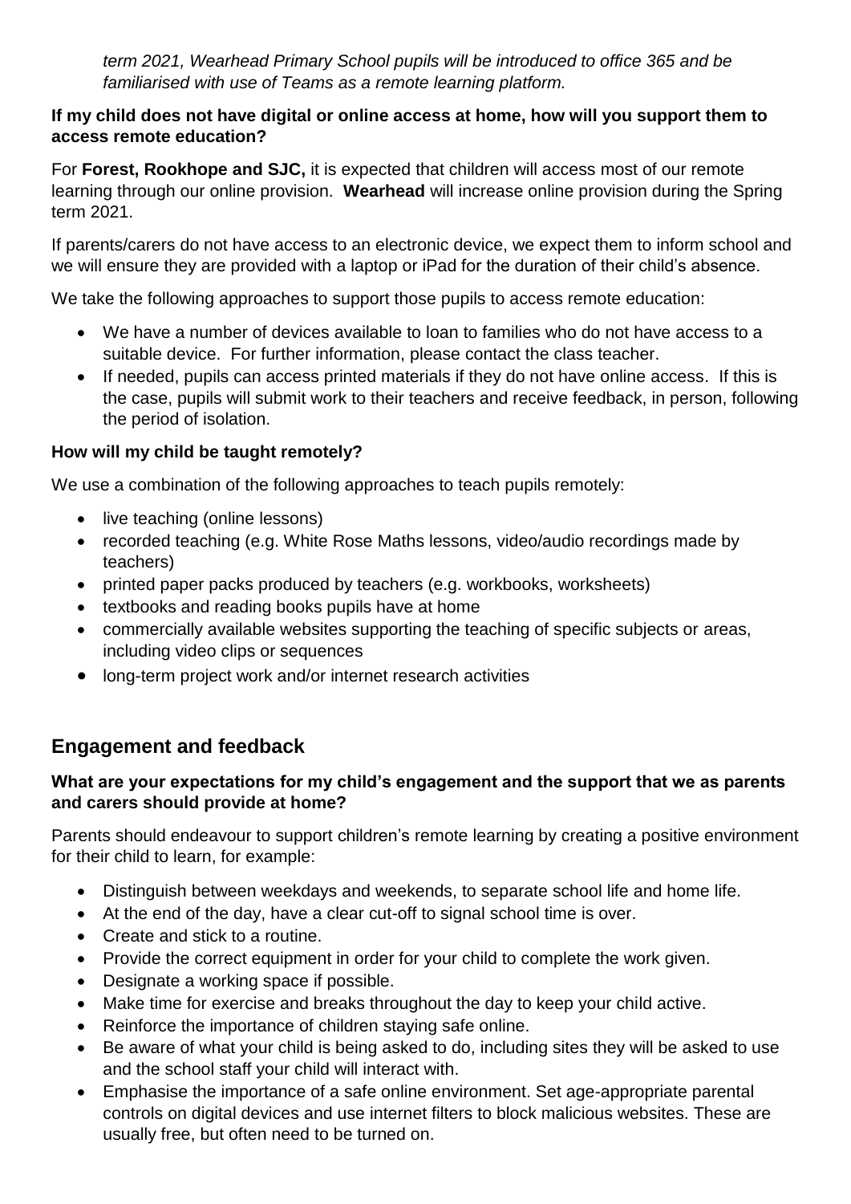*term 2021, Wearhead Primary School pupils will be introduced to office 365 and be familiarised with use of Teams as a remote learning platform.*

**If my child does not have digital or online access at home, how will you support them to access remote education?**

For **Forest, Rookhope and SJC,** it is expected that children will access most of our remote learning through our online provision. **Wearhead** will increase online provision during the Spring term 2021.

If parents/carers do not have access to an electronic device, we expect them to inform school and we will ensure they are provided with a laptop or iPad for the duration of their child's absence.

We take the following approaches to support those pupils to access remote education:

- We have a number of devices available to loan to families who do not have access to a suitable device. For further information, please contact the class teacher.
- If needed, pupils can access printed materials if they do not have online access. If this is the case, pupils will submit work to their teachers and receive feedback, in person, following the period of isolation.

**How will my child be taught remotely?**

We use a combination of the following approaches to teach pupils remotely:

- live teaching (online lessons)
- recorded teaching (e.g. White Rose Maths lessons, video/audio recordings made by teachers)
- printed paper packs produced by teachers (e.g. workbooks, worksheets)
- textbooks and reading books pupils have at home
- commercially available websites supporting the teaching of specific subjects or areas, including video clips or sequences
- long-term project work and/or internet research activities

## Engagement and feedback

**What are your expectations for my child's engagement and the support that we as parents and carers should provide at home?**

Parents should endeavour to support children's remote learning by creating a positive environment for their child to learn, for example:

- Distinguish between weekdays and weekends, to separate school life and home life.
- At the end of the day, have a clear cut-off to signal school time is over.
- Create and stick to a routine.
- Provide the correct equipment in order for your child to complete the work given.
- Designate a working space if possible.
- Make time for exercise and breaks throughout the day to keep your child active.
- Reinforce the importance of children staying safe online.
- Be aware of what your child is being asked to do, including sites they will be asked to use and the school staff your child will interact with.
- Emphasise the importance of a safe online environment. Set age-appropriate parental controls on digital devices and use internet filters to block malicious websites. These are usually free, but often need to be turned on.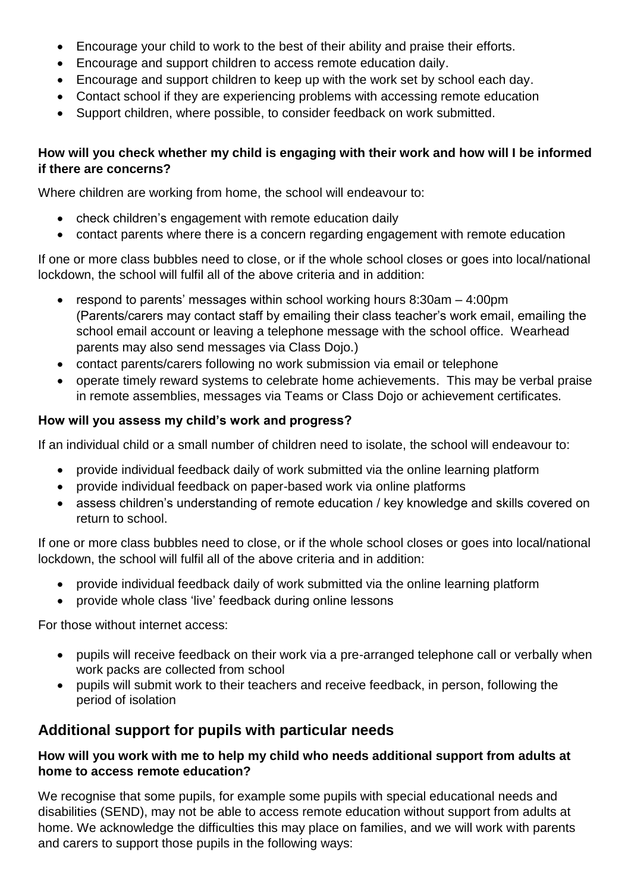- Encourage your child to work to the best of their ability and praise their efforts.
- Encourage and support children to access remote education daily.
- Encourage and support children to keep up with the work set by school each day.
- Contact school if they are experiencing problems with accessing remote education
- Support children, where possible, to consider feedback on work submitted.

**How will you check whether my child is engaging with their work and how will I be informed if there are concerns?**

Where children are working from home, the school will endeavour to:

- check children's engagement with remote education daily
- contact parents where there is a concern regarding engagement with remote education

If one or more class bubbles need to close, or if the whole school closes or goes into local/national lockdown, the school will fulfil all of the above criteria and in addition:

- respond to parents' messages within school working hours 8:30am – 4:00pm (Parents/carers may contact staff by emailing their class teacher's work email, emailing the school email account or leaving a telephone message with the school office. Wearhead parents may also send messages via Class Dojo.)
- contact parents/carers following no work submission via email or telephone
- operate timely reward systems to celebrate home achievements. This may be verbal praise in remote assemblies, messages via Teams or Class Dojo or achievement certificates.

**How will you assess my child's work and progress?**

If an individual child or a small number of children need to isolate, the school will endeavour to:

- provide individual feedback daily of work submitted via the online learning platform
- provide individual feedback on paper-based work via online platforms
- assess children's understanding of remote education / key knowledge and skills covered on return to school.

If one or more class bubbles need to close, or if the whole school closes or goes into local/national lockdown, the school will fulfil all of the above criteria and in addition:

- provide individual feedback daily of work submitted via the online learning platform
- provide whole class 'live' feedback during online lessons

For those without internet access:

- pupils will receive feedback on their work via a pre-arranged telephone call or verbally when work packs are collected from school
- pupils will submit work to their teachers and receive feedback, in person, following the period of isolation

## Additional support for pupils with particular needs

**How will you work with me to help my child who needs additional support from adults at home to access remote education?**

We recognise that some pupils, for example some pupils with special educational needs and disabilities (SEND), may not be able to access remote education without support from adults at home. We acknowledge the difficulties this may place on families, and we will work with parents and carers to support those pupils in the following ways: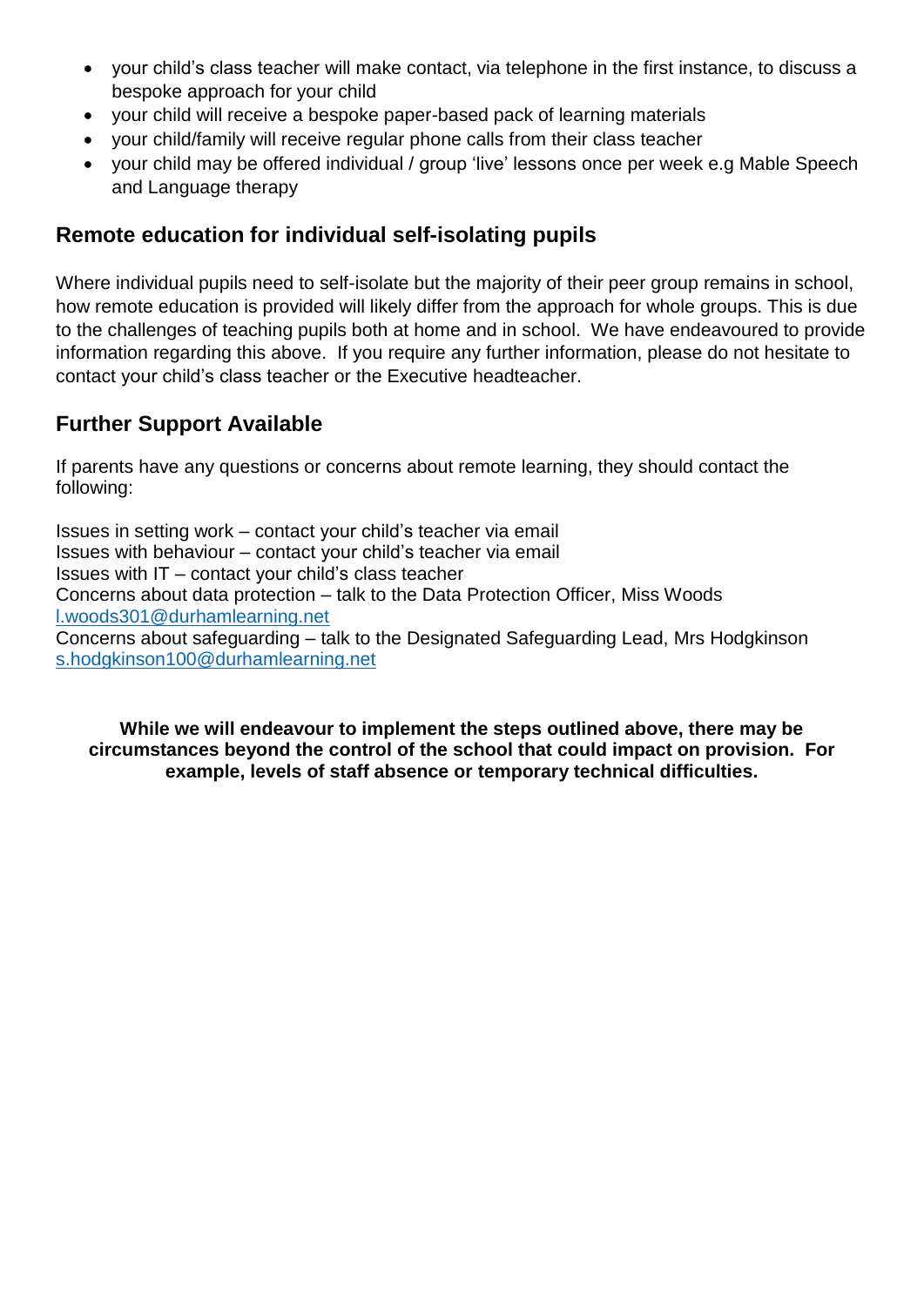- your child's class teacher will make contact, via telephone in the first instance, to discuss a bespoke approach for your child
- your child will receive a bespoke paper-based pack of learning materials
- your child/family will receive regular phone calls from their class teacher
- your child may be offered individual / group 'live' lessons once per week e.g Mable Speech and Language therapy

## Remote education for individual self-isolating pupils

Where individual pupils need to self-isolate but the majority of their peer group remains in school, how remote education is provided will likely differ from the approach for whole groups. This is due to the challenges of teaching pupils both at home and in school. We have endeavoured to provide information regarding this above. If you require any further information, please do not hesitate to contact your child's class teacher or the Executive headteacher.

## Further Support Available

If parents have any questions or concerns about remote learning, they should contact the following:

Issues in setting work – contact your child's teacher via email
Issues with behaviour – contact your child's teacher via email
Issues with IT – contact your child's class teacher
Concerns about data protection – talk to the Data Protection Officer, Miss Woods
l.woods301@durhamlearning.net
Concerns about safeguarding – talk to the Designated Safeguarding Lead, Mrs Hodgkinson
s.hodgkinson100@durhamlearning.net

**While we will endeavour to implement the steps outlined above, there may be circumstances beyond the control of the school that could impact on provision. For example, levels of staff absence or temporary technical difficulties.**